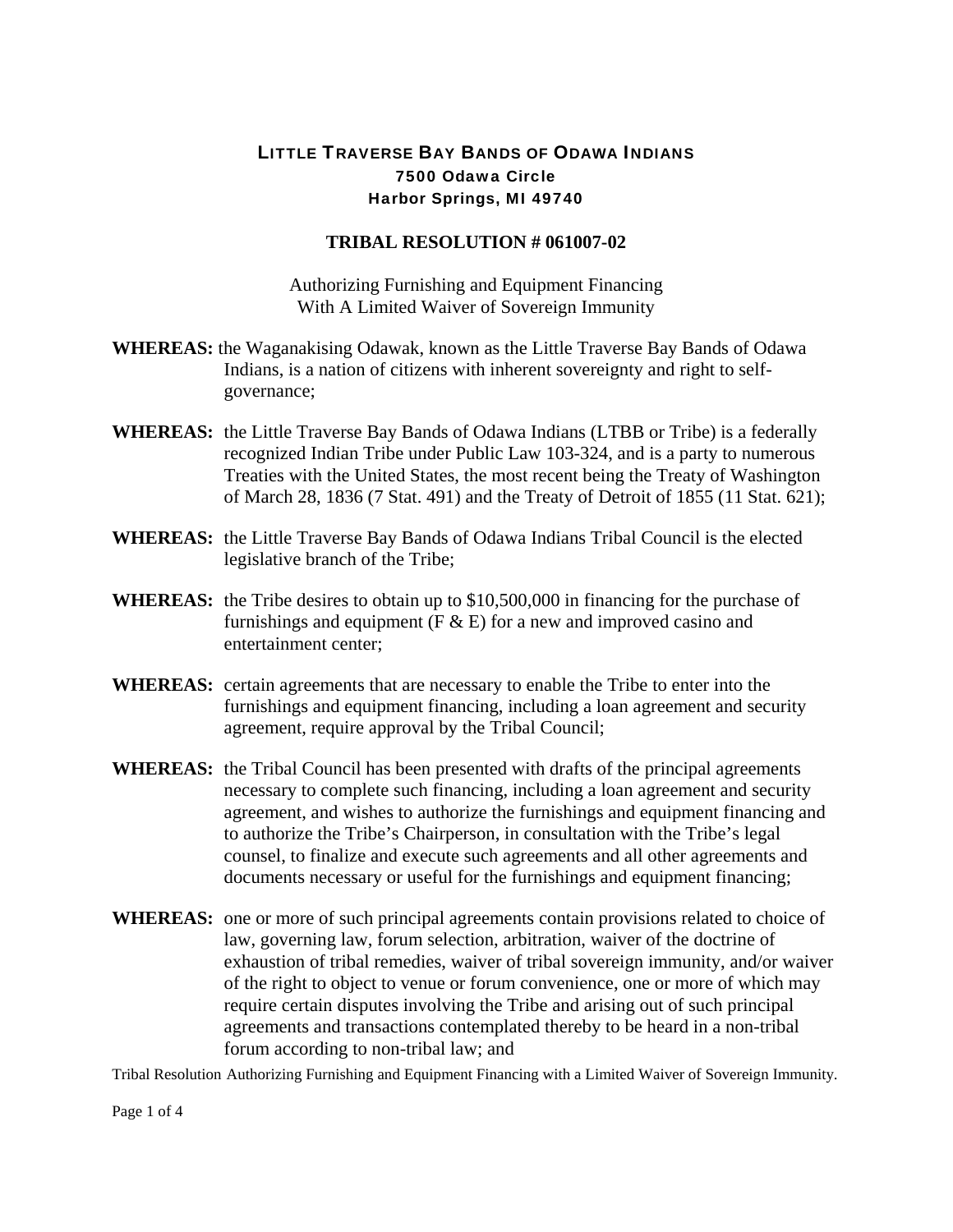# LITTLE TRAVERSE BAY BANDS OF ODAWA INDIANS

**7500 Odawa Circle**
**Harbor Springs, MI 49740**

## TRIBAL RESOLUTION # 061007-02

Authorizing Furnishing and Equipment Financing
With A Limited Waiver of Sovereign Immunity

**WHEREAS:** the Waganakising Odawak, known as the Little Traverse Bay Bands of Odawa Indians, is a nation of citizens with inherent sovereignty and right to self-governance;

**WHEREAS:** the Little Traverse Bay Bands of Odawa Indians (LTBB or Tribe) is a federally recognized Indian Tribe under Public Law 103-324, and is a party to numerous Treaties with the United States, the most recent being the Treaty of Washington of March 28, 1836 (7 Stat. 491) and the Treaty of Detroit of 1855 (11 Stat. 621);

**WHEREAS:** the Little Traverse Bay Bands of Odawa Indians Tribal Council is the elected legislative branch of the Tribe;

**WHEREAS:** the Tribe desires to obtain up to $10,500,000 in financing for the purchase of furnishings and equipment (F & E) for a new and improved casino and entertainment center;

**WHEREAS:** certain agreements that are necessary to enable the Tribe to enter into the furnishings and equipment financing, including a loan agreement and security agreement, require approval by the Tribal Council;

**WHEREAS:** the Tribal Council has been presented with drafts of the principal agreements necessary to complete such financing, including a loan agreement and security agreement, and wishes to authorize the furnishings and equipment financing and to authorize the Tribe's Chairperson, in consultation with the Tribe's legal counsel, to finalize and execute such agreements and all other agreements and documents necessary or useful for the furnishings and equipment financing;

**WHEREAS:** one or more of such principal agreements contain provisions related to choice of law, governing law, forum selection, arbitration, waiver of the doctrine of exhaustion of tribal remedies, waiver of tribal sovereign immunity, and/or waiver of the right to object to venue or forum convenience, one or more of which may require certain disputes involving the Tribe and arising out of such principal agreements and transactions contemplated thereby to be heard in a non-tribal forum according to non-tribal law; and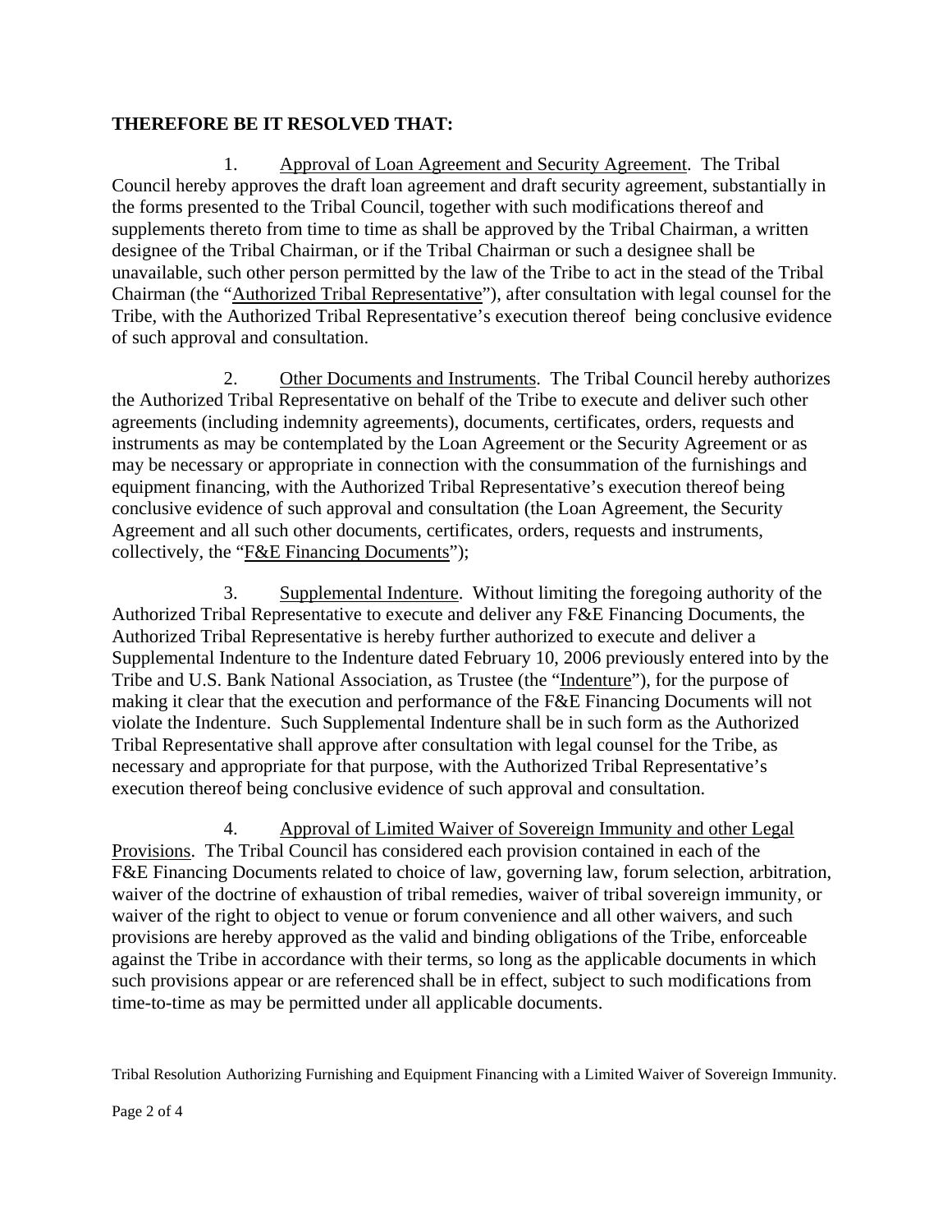**THEREFORE BE IT RESOLVED THAT:**

1. Approval of Loan Agreement and Security Agreement. The Tribal Council hereby approves the draft loan agreement and draft security agreement, substantially in the forms presented to the Tribal Council, together with such modifications thereof and supplements thereto from time to time as shall be approved by the Tribal Chairman, a written designee of the Tribal Chairman, or if the Tribal Chairman or such a designee shall be unavailable, such other person permitted by the law of the Tribe to act in the stead of the Tribal Chairman (the "Authorized Tribal Representative"), after consultation with legal counsel for the Tribe, with the Authorized Tribal Representative's execution thereof being conclusive evidence of such approval and consultation.

2. Other Documents and Instruments. The Tribal Council hereby authorizes the Authorized Tribal Representative on behalf of the Tribe to execute and deliver such other agreements (including indemnity agreements), documents, certificates, orders, requests and instruments as may be contemplated by the Loan Agreement or the Security Agreement or as may be necessary or appropriate in connection with the consummation of the furnishings and equipment financing, with the Authorized Tribal Representative's execution thereof being conclusive evidence of such approval and consultation (the Loan Agreement, the Security Agreement and all such other documents, certificates, orders, requests and instruments, collectively, the "F&E Financing Documents");

3. Supplemental Indenture. Without limiting the foregoing authority of the Authorized Tribal Representative to execute and deliver any F&E Financing Documents, the Authorized Tribal Representative is hereby further authorized to execute and deliver a Supplemental Indenture to the Indenture dated February 10, 2006 previously entered into by the Tribe and U.S. Bank National Association, as Trustee (the "Indenture"), for the purpose of making it clear that the execution and performance of the F&E Financing Documents will not violate the Indenture. Such Supplemental Indenture shall be in such form as the Authorized Tribal Representative shall approve after consultation with legal counsel for the Tribe, as necessary and appropriate for that purpose, with the Authorized Tribal Representative's execution thereof being conclusive evidence of such approval and consultation.

4. Approval of Limited Waiver of Sovereign Immunity and other Legal Provisions. The Tribal Council has considered each provision contained in each of the F&E Financing Documents related to choice of law, governing law, forum selection, arbitration, waiver of the doctrine of exhaustion of tribal remedies, waiver of tribal sovereign immunity, or waiver of the right to object to venue or forum convenience and all other waivers, and such provisions are hereby approved as the valid and binding obligations of the Tribe, enforceable against the Tribe in accordance with their terms, so long as the applicable documents in which such provisions appear or are referenced shall be in effect, subject to such modifications from time-to-time as may be permitted under all applicable documents.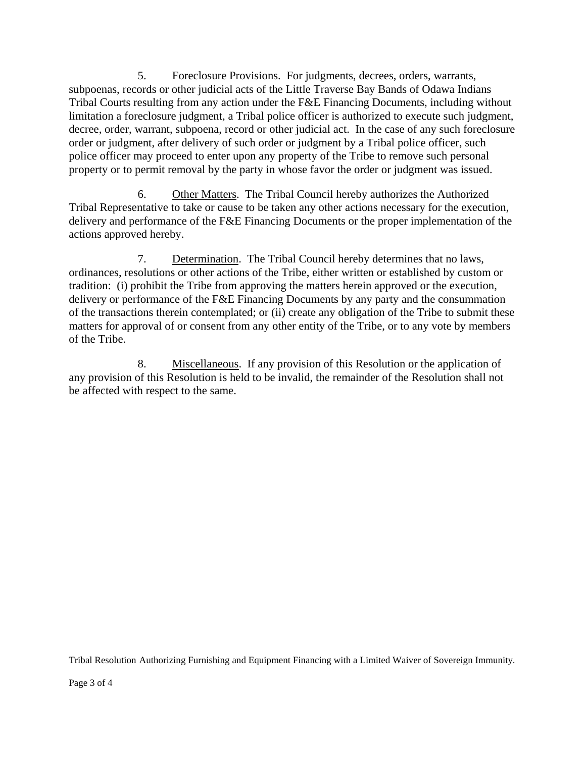5. Foreclosure Provisions. For judgments, decrees, orders, warrants, subpoenas, records or other judicial acts of the Little Traverse Bay Bands of Odawa Indians Tribal Courts resulting from any action under the F&E Financing Documents, including without limitation a foreclosure judgment, a Tribal police officer is authorized to execute such judgment, decree, order, warrant, subpoena, record or other judicial act. In the case of any such foreclosure order or judgment, after delivery of such order or judgment by a Tribal police officer, such police officer may proceed to enter upon any property of the Tribe to remove such personal property or to permit removal by the party in whose favor the order or judgment was issued.

6. Other Matters. The Tribal Council hereby authorizes the Authorized Tribal Representative to take or cause to be taken any other actions necessary for the execution, delivery and performance of the F&E Financing Documents or the proper implementation of the actions approved hereby.

7. Determination. The Tribal Council hereby determines that no laws, ordinances, resolutions or other actions of the Tribe, either written or established by custom or tradition: (i) prohibit the Tribe from approving the matters herein approved or the execution, delivery or performance of the F&E Financing Documents by any party and the consummation of the transactions therein contemplated; or (ii) create any obligation of the Tribe to submit these matters for approval of or consent from any other entity of the Tribe, or to any vote by members of the Tribe.

8. Miscellaneous. If any provision of this Resolution or the application of any provision of this Resolution is held to be invalid, the remainder of the Resolution shall not be affected with respect to the same.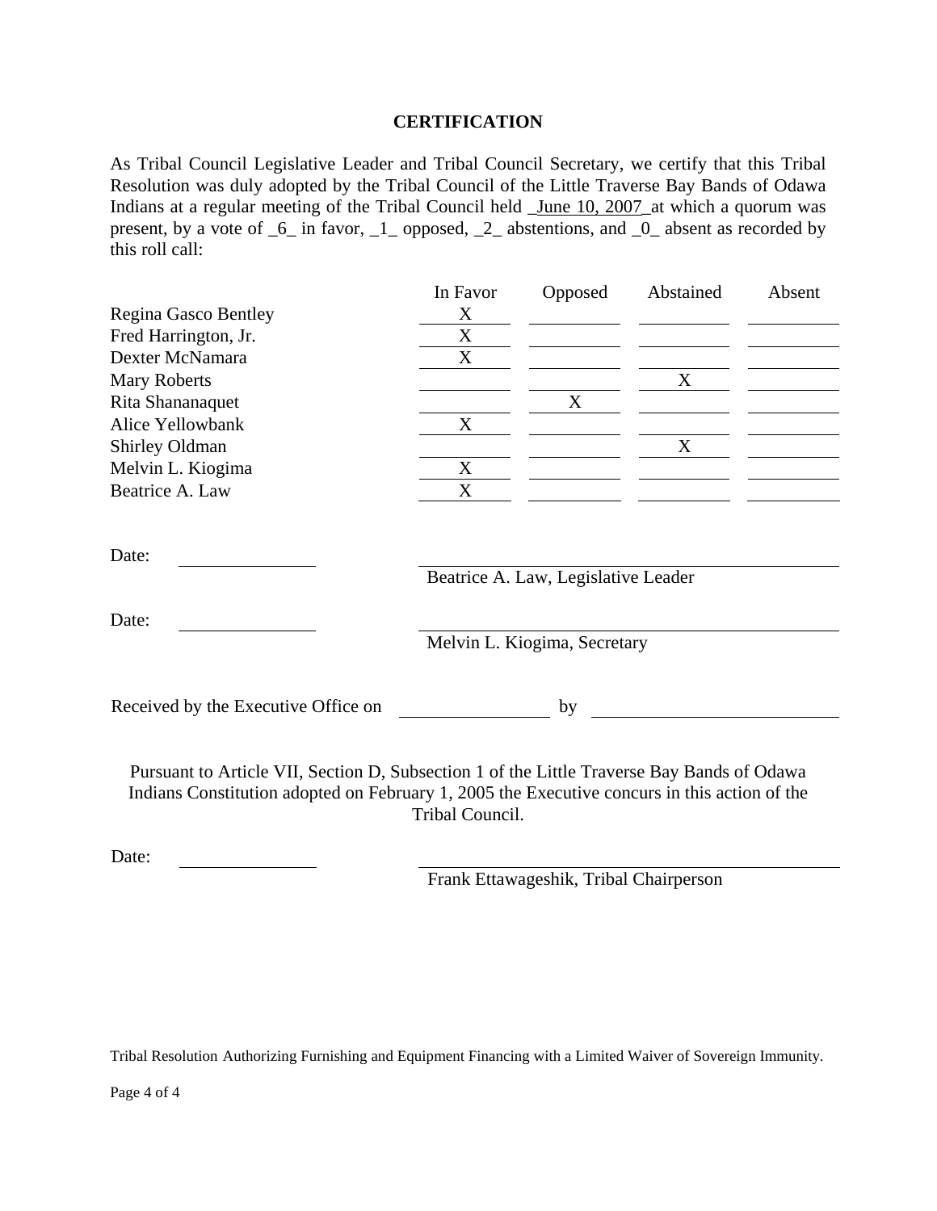## CERTIFICATION

As Tribal Council Legislative Leader and Tribal Council Secretary, we certify that this Tribal Resolution was duly adopted by the Tribal Council of the Little Traverse Bay Bands of Odawa Indians at a regular meeting of the Tribal Council held _June 10, 2007_ at which a quorum was present, by a vote of _6_ in favor, _1_ opposed, _2_ abstentions, and _0_ absent as recorded by this roll call:

| | In Favor | Opposed | Abstained | Absent |
|---|---|---|---|---|
| Regina Gasco Bentley | X | | | |
| Fred Harrington, Jr. | X | | | |
| Dexter McNamara | X | | | |
| Mary Roberts | | | X | |
| Rita Shananaquet | | X | | |
| Alice Yellowbank | X | | | |
| Shirley Oldman | | | X | |
| Melvin L. Kiogima | X | | | |
| Beatrice A. Law | X | | | |

Date: ______________ ______________________________
Beatrice A. Law, Legislative Leader

Date: ______________ ______________________________
Melvin L. Kiogima, Secretary

Received by the Executive Office on ______________ by ______________________

Pursuant to Article VII, Section D, Subsection 1 of the Little Traverse Bay Bands of Odawa Indians Constitution adopted on February 1, 2005 the Executive concurs in this action of the Tribal Council.

Date: ______________ ______________________________
Frank Ettawageshik, Tribal Chairperson

Tribal Resolution Authorizing Furnishing and Equipment Financing with a Limited Waiver of Sovereign Immunity.